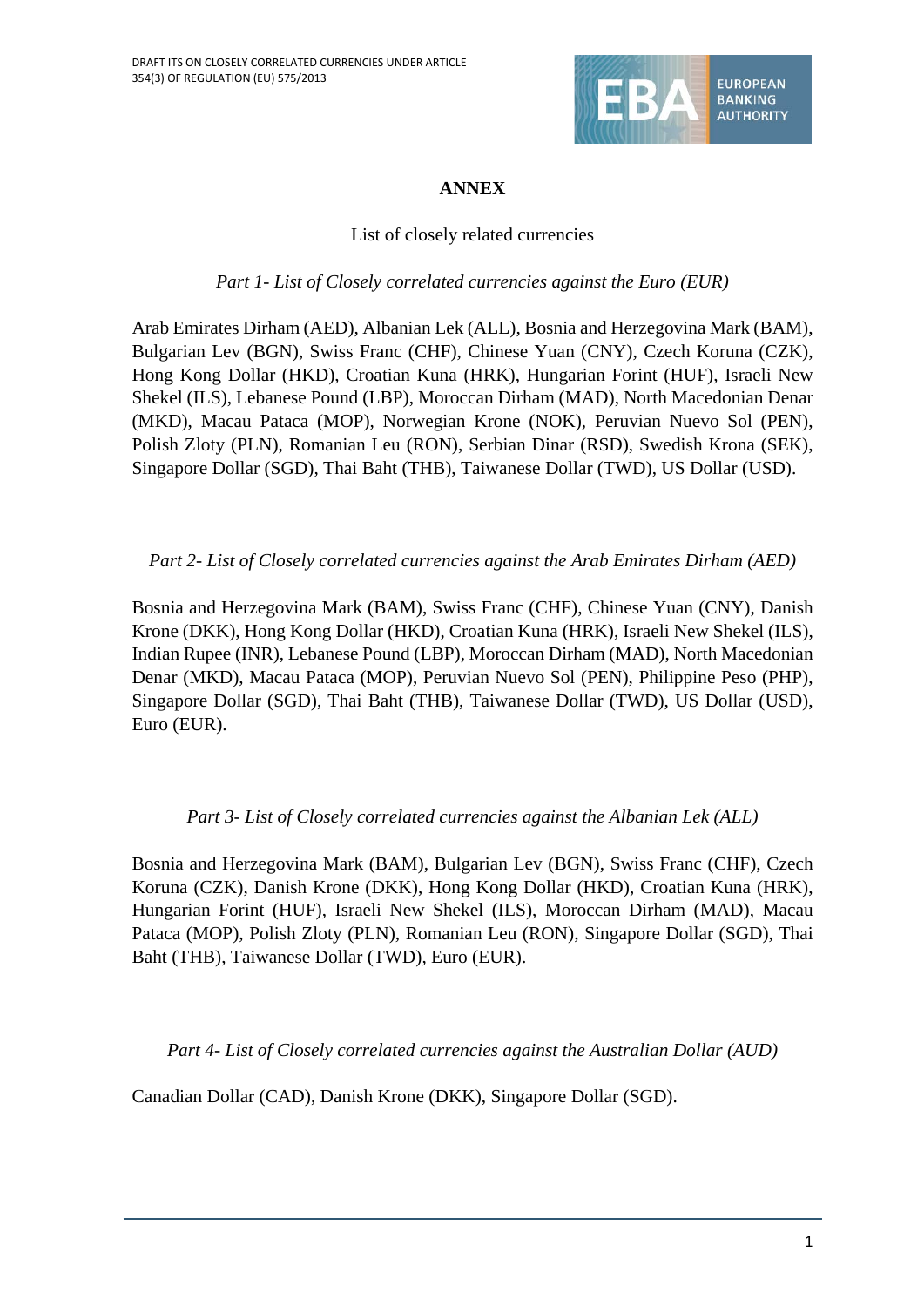# ANNEX

List of closely related currencies

*Part 1- List of Closely correlated currencies against the Euro (EUR)*

Arab Emirates Dirham (AED), Albanian Lek (ALL), Bosnia and Herzegovina Mark (BAM), Bulgarian Lev (BGN), Swiss Franc (CHF), Chinese Yuan (CNY), Czech Koruna (CZK), Hong Kong Dollar (HKD), Croatian Kuna (HRK), Hungarian Forint (HUF), Israeli New Shekel (ILS), Lebanese Pound (LBP), Moroccan Dirham (MAD), North Macedonian Denar (MKD), Macau Pataca (MOP), Norwegian Krone (NOK), Peruvian Nuevo Sol (PEN), Polish Zloty (PLN), Romanian Leu (RON), Serbian Dinar (RSD), Swedish Krona (SEK), Singapore Dollar (SGD), Thai Baht (THB), Taiwanese Dollar (TWD), US Dollar (USD).

*Part 2- List of Closely correlated currencies against the Arab Emirates Dirham (AED)*

Bosnia and Herzegovina Mark (BAM), Swiss Franc (CHF), Chinese Yuan (CNY), Danish Krone (DKK), Hong Kong Dollar (HKD), Croatian Kuna (HRK), Israeli New Shekel (ILS), Indian Rupee (INR), Lebanese Pound (LBP), Moroccan Dirham (MAD), North Macedonian Denar (MKD), Macau Pataca (MOP), Peruvian Nuevo Sol (PEN), Philippine Peso (PHP), Singapore Dollar (SGD), Thai Baht (THB), Taiwanese Dollar (TWD), US Dollar (USD), Euro (EUR).

*Part 3- List of Closely correlated currencies against the Albanian Lek (ALL)*

Bosnia and Herzegovina Mark (BAM), Bulgarian Lev (BGN), Swiss Franc (CHF), Czech Koruna (CZK), Danish Krone (DKK), Hong Kong Dollar (HKD), Croatian Kuna (HRK), Hungarian Forint (HUF), Israeli New Shekel (ILS), Moroccan Dirham (MAD), Macau Pataca (MOP), Polish Zloty (PLN), Romanian Leu (RON), Singapore Dollar (SGD), Thai Baht (THB), Taiwanese Dollar (TWD), Euro (EUR).

*Part 4- List of Closely correlated currencies against the Australian Dollar (AUD)*

Canadian Dollar (CAD), Danish Krone (DKK), Singapore Dollar (SGD).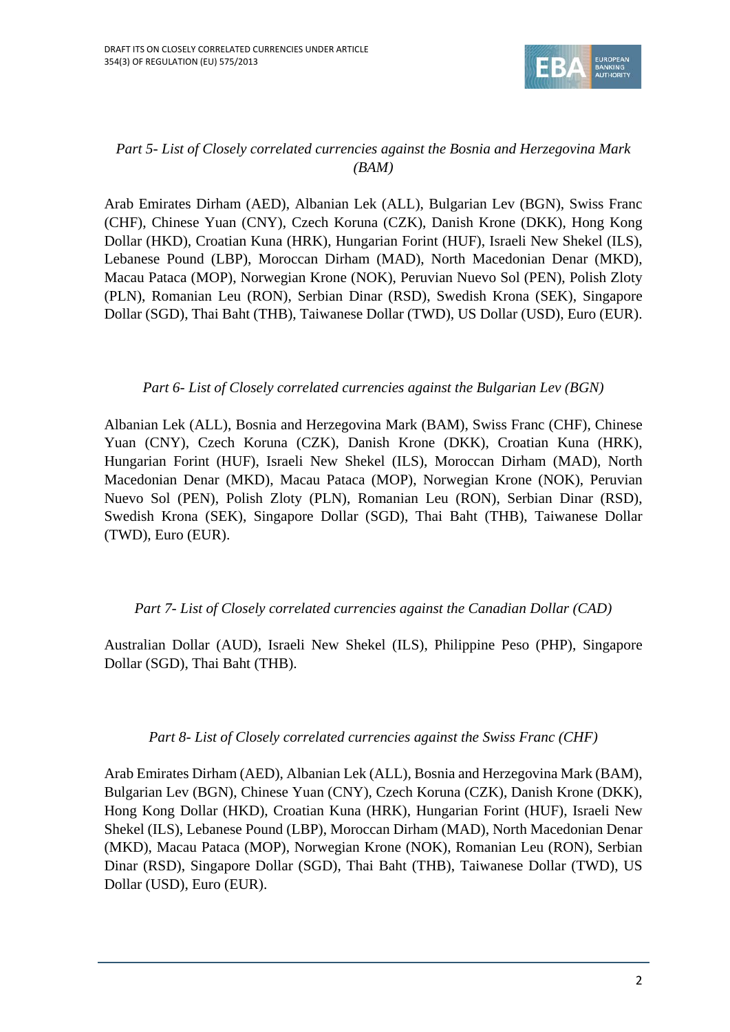*Part 5- List of Closely correlated currencies against the Bosnia and Herzegovina Mark (BAM)*

Arab Emirates Dirham (AED), Albanian Lek (ALL), Bulgarian Lev (BGN), Swiss Franc (CHF), Chinese Yuan (CNY), Czech Koruna (CZK), Danish Krone (DKK), Hong Kong Dollar (HKD), Croatian Kuna (HRK), Hungarian Forint (HUF), Israeli New Shekel (ILS), Lebanese Pound (LBP), Moroccan Dirham (MAD), North Macedonian Denar (MKD), Macau Pataca (MOP), Norwegian Krone (NOK), Peruvian Nuevo Sol (PEN), Polish Zloty (PLN), Romanian Leu (RON), Serbian Dinar (RSD), Swedish Krona (SEK), Singapore Dollar (SGD), Thai Baht (THB), Taiwanese Dollar (TWD), US Dollar (USD), Euro (EUR).

*Part 6- List of Closely correlated currencies against the Bulgarian Lev (BGN)*

Albanian Lek (ALL), Bosnia and Herzegovina Mark (BAM), Swiss Franc (CHF), Chinese Yuan (CNY), Czech Koruna (CZK), Danish Krone (DKK), Croatian Kuna (HRK), Hungarian Forint (HUF), Israeli New Shekel (ILS), Moroccan Dirham (MAD), North Macedonian Denar (MKD), Macau Pataca (MOP), Norwegian Krone (NOK), Peruvian Nuevo Sol (PEN), Polish Zloty (PLN), Romanian Leu (RON), Serbian Dinar (RSD), Swedish Krona (SEK), Singapore Dollar (SGD), Thai Baht (THB), Taiwanese Dollar (TWD), Euro (EUR).

*Part 7- List of Closely correlated currencies against the Canadian Dollar (CAD)*

Australian Dollar (AUD), Israeli New Shekel (ILS), Philippine Peso (PHP), Singapore Dollar (SGD), Thai Baht (THB).

*Part 8- List of Closely correlated currencies against the Swiss Franc (CHF)*

Arab Emirates Dirham (AED), Albanian Lek (ALL), Bosnia and Herzegovina Mark (BAM), Bulgarian Lev (BGN), Chinese Yuan (CNY), Czech Koruna (CZK), Danish Krone (DKK), Hong Kong Dollar (HKD), Croatian Kuna (HRK), Hungarian Forint (HUF), Israeli New Shekel (ILS), Lebanese Pound (LBP), Moroccan Dirham (MAD), North Macedonian Denar (MKD), Macau Pataca (MOP), Norwegian Krone (NOK), Romanian Leu (RON), Serbian Dinar (RSD), Singapore Dollar (SGD), Thai Baht (THB), Taiwanese Dollar (TWD), US Dollar (USD), Euro (EUR).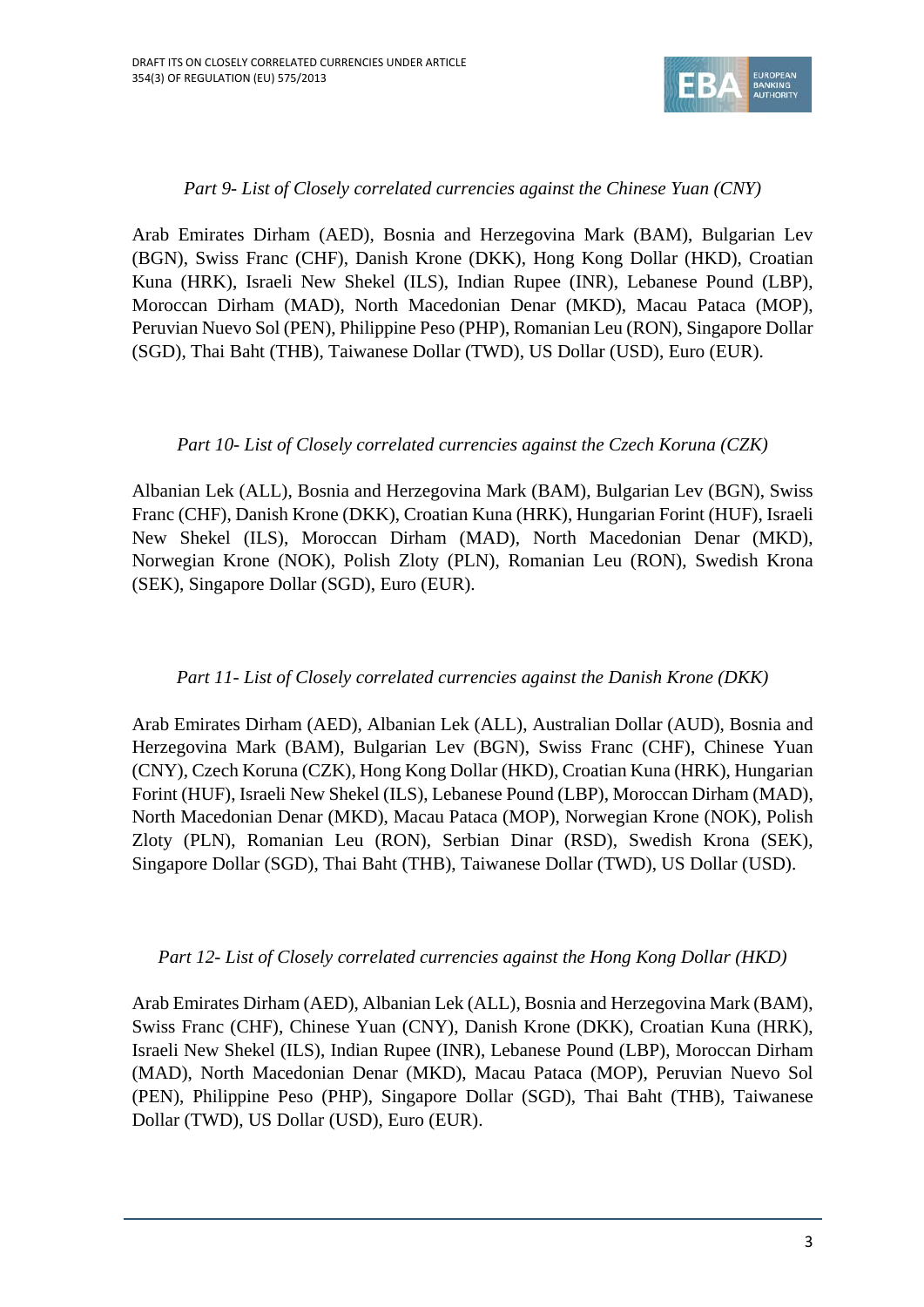*Part 9- List of Closely correlated currencies against the Chinese Yuan (CNY)*

Arab Emirates Dirham (AED), Bosnia and Herzegovina Mark (BAM), Bulgarian Lev (BGN), Swiss Franc (CHF), Danish Krone (DKK), Hong Kong Dollar (HKD), Croatian Kuna (HRK), Israeli New Shekel (ILS), Indian Rupee (INR), Lebanese Pound (LBP), Moroccan Dirham (MAD), North Macedonian Denar (MKD), Macau Pataca (MOP), Peruvian Nuevo Sol (PEN), Philippine Peso (PHP), Romanian Leu (RON), Singapore Dollar (SGD), Thai Baht (THB), Taiwanese Dollar (TWD), US Dollar (USD), Euro (EUR).

*Part 10- List of Closely correlated currencies against the Czech Koruna (CZK)*

Albanian Lek (ALL), Bosnia and Herzegovina Mark (BAM), Bulgarian Lev (BGN), Swiss Franc (CHF), Danish Krone (DKK), Croatian Kuna (HRK), Hungarian Forint (HUF), Israeli New Shekel (ILS), Moroccan Dirham (MAD), North Macedonian Denar (MKD), Norwegian Krone (NOK), Polish Zloty (PLN), Romanian Leu (RON), Swedish Krona (SEK), Singapore Dollar (SGD), Euro (EUR).

*Part 11- List of Closely correlated currencies against the Danish Krone (DKK)*

Arab Emirates Dirham (AED), Albanian Lek (ALL), Australian Dollar (AUD), Bosnia and Herzegovina Mark (BAM), Bulgarian Lev (BGN), Swiss Franc (CHF), Chinese Yuan (CNY), Czech Koruna (CZK), Hong Kong Dollar (HKD), Croatian Kuna (HRK), Hungarian Forint (HUF), Israeli New Shekel (ILS), Lebanese Pound (LBP), Moroccan Dirham (MAD), North Macedonian Denar (MKD), Macau Pataca (MOP), Norwegian Krone (NOK), Polish Zloty (PLN), Romanian Leu (RON), Serbian Dinar (RSD), Swedish Krona (SEK), Singapore Dollar (SGD), Thai Baht (THB), Taiwanese Dollar (TWD), US Dollar (USD).

*Part 12- List of Closely correlated currencies against the Hong Kong Dollar (HKD)*

Arab Emirates Dirham (AED), Albanian Lek (ALL), Bosnia and Herzegovina Mark (BAM), Swiss Franc (CHF), Chinese Yuan (CNY), Danish Krone (DKK), Croatian Kuna (HRK), Israeli New Shekel (ILS), Indian Rupee (INR), Lebanese Pound (LBP), Moroccan Dirham (MAD), North Macedonian Denar (MKD), Macau Pataca (MOP), Peruvian Nuevo Sol (PEN), Philippine Peso (PHP), Singapore Dollar (SGD), Thai Baht (THB), Taiwanese Dollar (TWD), US Dollar (USD), Euro (EUR).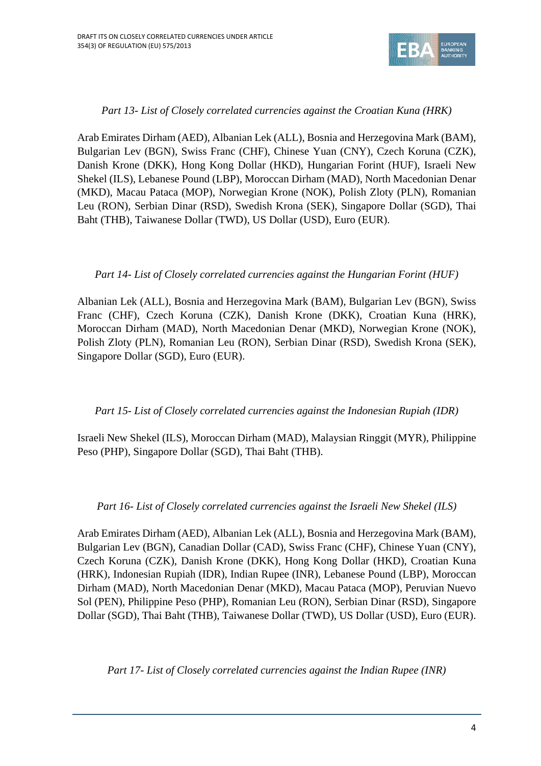*Part 13- List of Closely correlated currencies against the Croatian Kuna (HRK)*

Arab Emirates Dirham (AED), Albanian Lek (ALL), Bosnia and Herzegovina Mark (BAM), Bulgarian Lev (BGN), Swiss Franc (CHF), Chinese Yuan (CNY), Czech Koruna (CZK), Danish Krone (DKK), Hong Kong Dollar (HKD), Hungarian Forint (HUF), Israeli New Shekel (ILS), Lebanese Pound (LBP), Moroccan Dirham (MAD), North Macedonian Denar (MKD), Macau Pataca (MOP), Norwegian Krone (NOK), Polish Zloty (PLN), Romanian Leu (RON), Serbian Dinar (RSD), Swedish Krona (SEK), Singapore Dollar (SGD), Thai Baht (THB), Taiwanese Dollar (TWD), US Dollar (USD), Euro (EUR).

*Part 14- List of Closely correlated currencies against the Hungarian Forint (HUF)*

Albanian Lek (ALL), Bosnia and Herzegovina Mark (BAM), Bulgarian Lev (BGN), Swiss Franc (CHF), Czech Koruna (CZK), Danish Krone (DKK), Croatian Kuna (HRK), Moroccan Dirham (MAD), North Macedonian Denar (MKD), Norwegian Krone (NOK), Polish Zloty (PLN), Romanian Leu (RON), Serbian Dinar (RSD), Swedish Krona (SEK), Singapore Dollar (SGD), Euro (EUR).

*Part 15- List of Closely correlated currencies against the Indonesian Rupiah (IDR)*

Israeli New Shekel (ILS), Moroccan Dirham (MAD), Malaysian Ringgit (MYR), Philippine Peso (PHP), Singapore Dollar (SGD), Thai Baht (THB).

*Part 16- List of Closely correlated currencies against the Israeli New Shekel (ILS)*

Arab Emirates Dirham (AED), Albanian Lek (ALL), Bosnia and Herzegovina Mark (BAM), Bulgarian Lev (BGN), Canadian Dollar (CAD), Swiss Franc (CHF), Chinese Yuan (CNY), Czech Koruna (CZK), Danish Krone (DKK), Hong Kong Dollar (HKD), Croatian Kuna (HRK), Indonesian Rupiah (IDR), Indian Rupee (INR), Lebanese Pound (LBP), Moroccan Dirham (MAD), North Macedonian Denar (MKD), Macau Pataca (MOP), Peruvian Nuevo Sol (PEN), Philippine Peso (PHP), Romanian Leu (RON), Serbian Dinar (RSD), Singapore Dollar (SGD), Thai Baht (THB), Taiwanese Dollar (TWD), US Dollar (USD), Euro (EUR).

*Part 17- List of Closely correlated currencies against the Indian Rupee (INR)*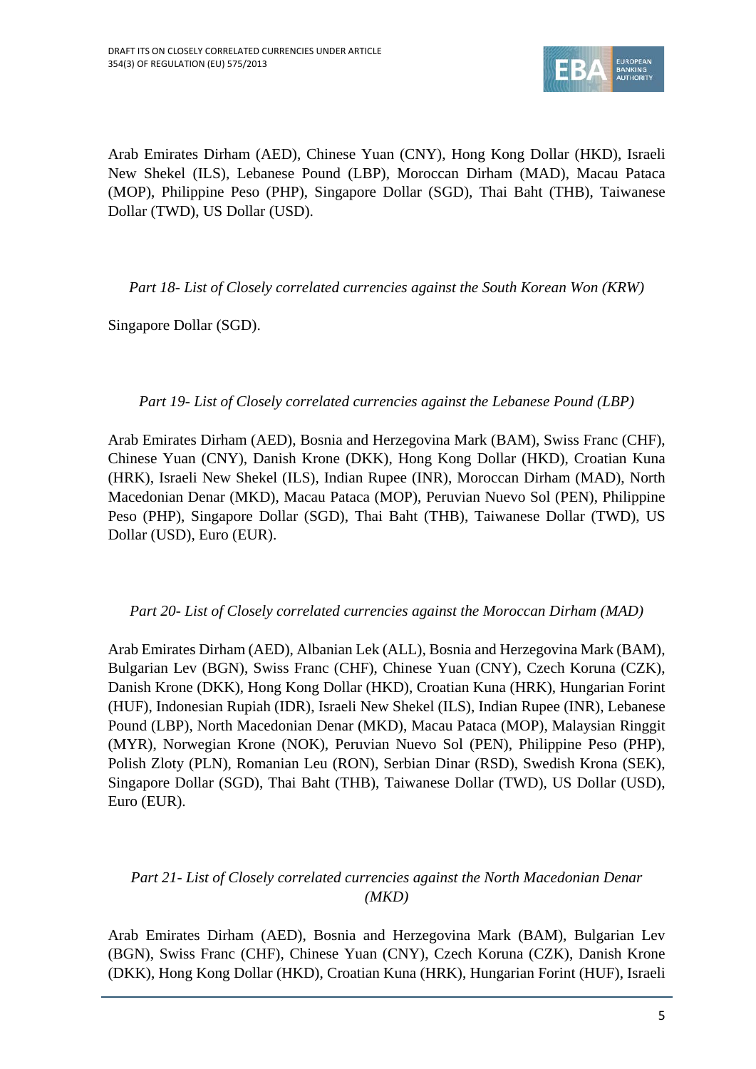Arab Emirates Dirham (AED), Chinese Yuan (CNY), Hong Kong Dollar (HKD), Israeli New Shekel (ILS), Lebanese Pound (LBP), Moroccan Dirham (MAD), Macau Pataca (MOP), Philippine Peso (PHP), Singapore Dollar (SGD), Thai Baht (THB), Taiwanese Dollar (TWD), US Dollar (USD).

*Part 18- List of Closely correlated currencies against the South Korean Won (KRW)*

Singapore Dollar (SGD).

*Part 19- List of Closely correlated currencies against the Lebanese Pound (LBP)*

Arab Emirates Dirham (AED), Bosnia and Herzegovina Mark (BAM), Swiss Franc (CHF), Chinese Yuan (CNY), Danish Krone (DKK), Hong Kong Dollar (HKD), Croatian Kuna (HRK), Israeli New Shekel (ILS), Indian Rupee (INR), Moroccan Dirham (MAD), North Macedonian Denar (MKD), Macau Pataca (MOP), Peruvian Nuevo Sol (PEN), Philippine Peso (PHP), Singapore Dollar (SGD), Thai Baht (THB), Taiwanese Dollar (TWD), US Dollar (USD), Euro (EUR).

*Part 20- List of Closely correlated currencies against the Moroccan Dirham (MAD)*

Arab Emirates Dirham (AED), Albanian Lek (ALL), Bosnia and Herzegovina Mark (BAM), Bulgarian Lev (BGN), Swiss Franc (CHF), Chinese Yuan (CNY), Czech Koruna (CZK), Danish Krone (DKK), Hong Kong Dollar (HKD), Croatian Kuna (HRK), Hungarian Forint (HUF), Indonesian Rupiah (IDR), Israeli New Shekel (ILS), Indian Rupee (INR), Lebanese Pound (LBP), North Macedonian Denar (MKD), Macau Pataca (MOP), Malaysian Ringgit (MYR), Norwegian Krone (NOK), Peruvian Nuevo Sol (PEN), Philippine Peso (PHP), Polish Zloty (PLN), Romanian Leu (RON), Serbian Dinar (RSD), Swedish Krona (SEK), Singapore Dollar (SGD), Thai Baht (THB), Taiwanese Dollar (TWD), US Dollar (USD), Euro (EUR).

*Part 21- List of Closely correlated currencies against the North Macedonian Denar (MKD)*

Arab Emirates Dirham (AED), Bosnia and Herzegovina Mark (BAM), Bulgarian Lev (BGN), Swiss Franc (CHF), Chinese Yuan (CNY), Czech Koruna (CZK), Danish Krone (DKK), Hong Kong Dollar (HKD), Croatian Kuna (HRK), Hungarian Forint (HUF), Israeli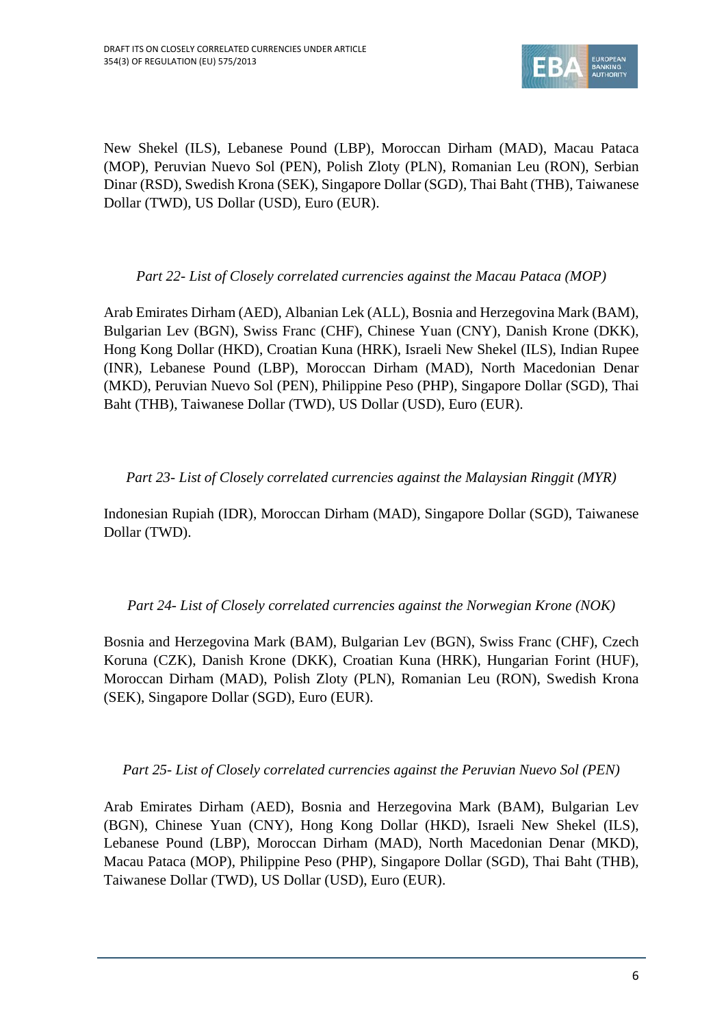New Shekel (ILS), Lebanese Pound (LBP), Moroccan Dirham (MAD), Macau Pataca (MOP), Peruvian Nuevo Sol (PEN), Polish Zloty (PLN), Romanian Leu (RON), Serbian Dinar (RSD), Swedish Krona (SEK), Singapore Dollar (SGD), Thai Baht (THB), Taiwanese Dollar (TWD), US Dollar (USD), Euro (EUR).

*Part 22- List of Closely correlated currencies against the Macau Pataca (MOP)*

Arab Emirates Dirham (AED), Albanian Lek (ALL), Bosnia and Herzegovina Mark (BAM), Bulgarian Lev (BGN), Swiss Franc (CHF), Chinese Yuan (CNY), Danish Krone (DKK), Hong Kong Dollar (HKD), Croatian Kuna (HRK), Israeli New Shekel (ILS), Indian Rupee (INR), Lebanese Pound (LBP), Moroccan Dirham (MAD), North Macedonian Denar (MKD), Peruvian Nuevo Sol (PEN), Philippine Peso (PHP), Singapore Dollar (SGD), Thai Baht (THB), Taiwanese Dollar (TWD), US Dollar (USD), Euro (EUR).

*Part 23- List of Closely correlated currencies against the Malaysian Ringgit (MYR)*

Indonesian Rupiah (IDR), Moroccan Dirham (MAD), Singapore Dollar (SGD), Taiwanese Dollar (TWD).

*Part 24- List of Closely correlated currencies against the Norwegian Krone (NOK)*

Bosnia and Herzegovina Mark (BAM), Bulgarian Lev (BGN), Swiss Franc (CHF), Czech Koruna (CZK), Danish Krone (DKK), Croatian Kuna (HRK), Hungarian Forint (HUF), Moroccan Dirham (MAD), Polish Zloty (PLN), Romanian Leu (RON), Swedish Krona (SEK), Singapore Dollar (SGD), Euro (EUR).

*Part 25- List of Closely correlated currencies against the Peruvian Nuevo Sol (PEN)*

Arab Emirates Dirham (AED), Bosnia and Herzegovina Mark (BAM), Bulgarian Lev (BGN), Chinese Yuan (CNY), Hong Kong Dollar (HKD), Israeli New Shekel (ILS), Lebanese Pound (LBP), Moroccan Dirham (MAD), North Macedonian Denar (MKD), Macau Pataca (MOP), Philippine Peso (PHP), Singapore Dollar (SGD), Thai Baht (THB), Taiwanese Dollar (TWD), US Dollar (USD), Euro (EUR).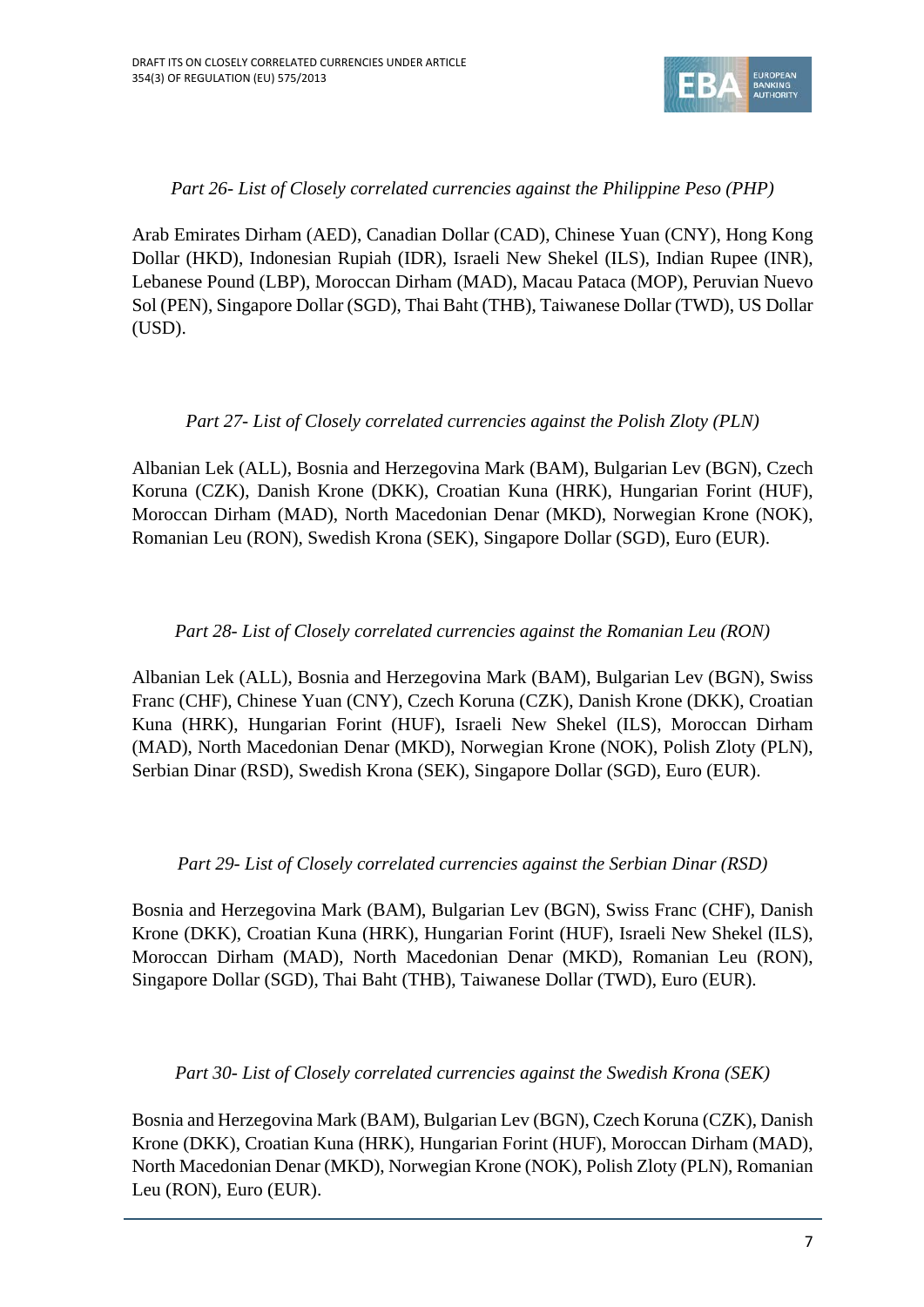*Part 26- List of Closely correlated currencies against the Philippine Peso (PHP)*

Arab Emirates Dirham (AED), Canadian Dollar (CAD), Chinese Yuan (CNY), Hong Kong Dollar (HKD), Indonesian Rupiah (IDR), Israeli New Shekel (ILS), Indian Rupee (INR), Lebanese Pound (LBP), Moroccan Dirham (MAD), Macau Pataca (MOP), Peruvian Nuevo Sol (PEN), Singapore Dollar (SGD), Thai Baht (THB), Taiwanese Dollar (TWD), US Dollar (USD).

*Part 27- List of Closely correlated currencies against the Polish Zloty (PLN)*

Albanian Lek (ALL), Bosnia and Herzegovina Mark (BAM), Bulgarian Lev (BGN), Czech Koruna (CZK), Danish Krone (DKK), Croatian Kuna (HRK), Hungarian Forint (HUF), Moroccan Dirham (MAD), North Macedonian Denar (MKD), Norwegian Krone (NOK), Romanian Leu (RON), Swedish Krona (SEK), Singapore Dollar (SGD), Euro (EUR).

*Part 28- List of Closely correlated currencies against the Romanian Leu (RON)*

Albanian Lek (ALL), Bosnia and Herzegovina Mark (BAM), Bulgarian Lev (BGN), Swiss Franc (CHF), Chinese Yuan (CNY), Czech Koruna (CZK), Danish Krone (DKK), Croatian Kuna (HRK), Hungarian Forint (HUF), Israeli New Shekel (ILS), Moroccan Dirham (MAD), North Macedonian Denar (MKD), Norwegian Krone (NOK), Polish Zloty (PLN), Serbian Dinar (RSD), Swedish Krona (SEK), Singapore Dollar (SGD), Euro (EUR).

*Part 29- List of Closely correlated currencies against the Serbian Dinar (RSD)*

Bosnia and Herzegovina Mark (BAM), Bulgarian Lev (BGN), Swiss Franc (CHF), Danish Krone (DKK), Croatian Kuna (HRK), Hungarian Forint (HUF), Israeli New Shekel (ILS), Moroccan Dirham (MAD), North Macedonian Denar (MKD), Romanian Leu (RON), Singapore Dollar (SGD), Thai Baht (THB), Taiwanese Dollar (TWD), Euro (EUR).

*Part 30- List of Closely correlated currencies against the Swedish Krona (SEK)*

Bosnia and Herzegovina Mark (BAM), Bulgarian Lev (BGN), Czech Koruna (CZK), Danish Krone (DKK), Croatian Kuna (HRK), Hungarian Forint (HUF), Moroccan Dirham (MAD), North Macedonian Denar (MKD), Norwegian Krone (NOK), Polish Zloty (PLN), Romanian Leu (RON), Euro (EUR).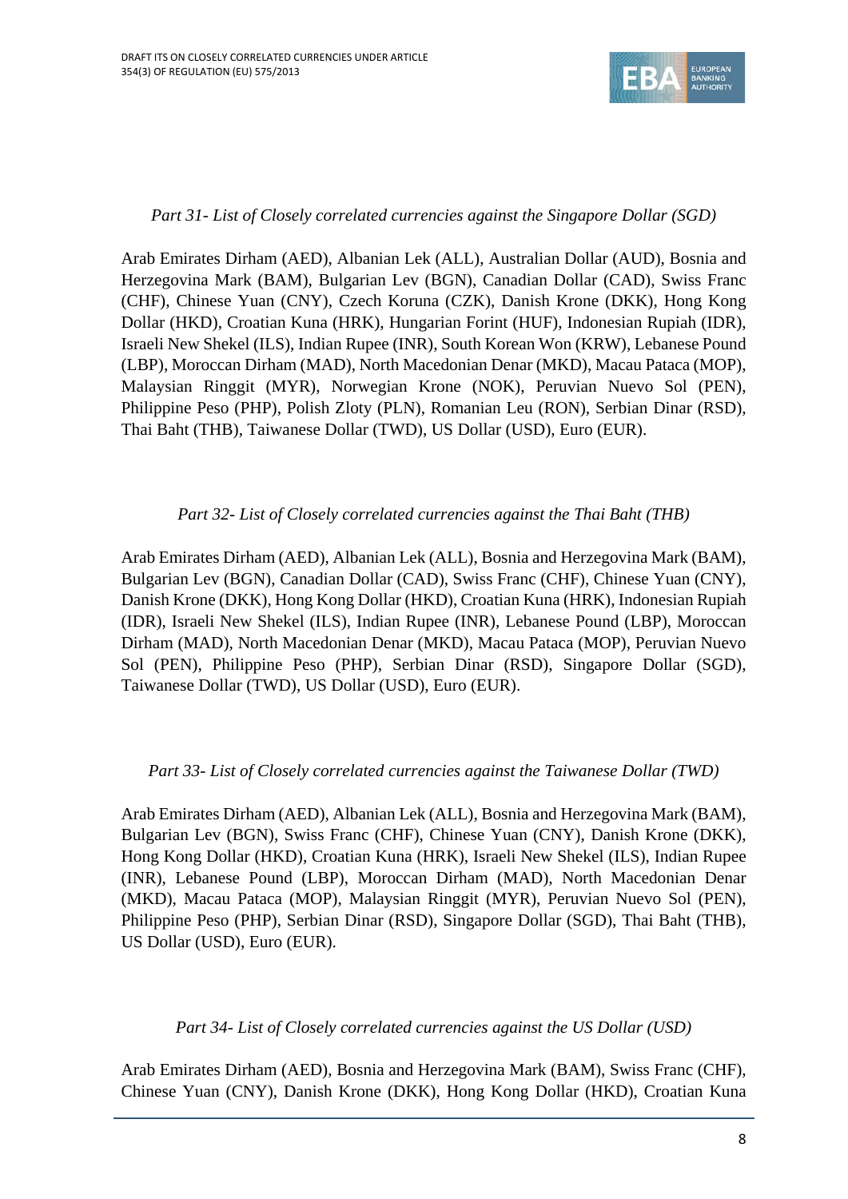*Part 31- List of Closely correlated currencies against the Singapore Dollar (SGD)*

Arab Emirates Dirham (AED), Albanian Lek (ALL), Australian Dollar (AUD), Bosnia and Herzegovina Mark (BAM), Bulgarian Lev (BGN), Canadian Dollar (CAD), Swiss Franc (CHF), Chinese Yuan (CNY), Czech Koruna (CZK), Danish Krone (DKK), Hong Kong Dollar (HKD), Croatian Kuna (HRK), Hungarian Forint (HUF), Indonesian Rupiah (IDR), Israeli New Shekel (ILS), Indian Rupee (INR), South Korean Won (KRW), Lebanese Pound (LBP), Moroccan Dirham (MAD), North Macedonian Denar (MKD), Macau Pataca (MOP), Malaysian Ringgit (MYR), Norwegian Krone (NOK), Peruvian Nuevo Sol (PEN), Philippine Peso (PHP), Polish Zloty (PLN), Romanian Leu (RON), Serbian Dinar (RSD), Thai Baht (THB), Taiwanese Dollar (TWD), US Dollar (USD), Euro (EUR).

*Part 32- List of Closely correlated currencies against the Thai Baht (THB)*

Arab Emirates Dirham (AED), Albanian Lek (ALL), Bosnia and Herzegovina Mark (BAM), Bulgarian Lev (BGN), Canadian Dollar (CAD), Swiss Franc (CHF), Chinese Yuan (CNY), Danish Krone (DKK), Hong Kong Dollar (HKD), Croatian Kuna (HRK), Indonesian Rupiah (IDR), Israeli New Shekel (ILS), Indian Rupee (INR), Lebanese Pound (LBP), Moroccan Dirham (MAD), North Macedonian Denar (MKD), Macau Pataca (MOP), Peruvian Nuevo Sol (PEN), Philippine Peso (PHP), Serbian Dinar (RSD), Singapore Dollar (SGD), Taiwanese Dollar (TWD), US Dollar (USD), Euro (EUR).

*Part 33- List of Closely correlated currencies against the Taiwanese Dollar (TWD)*

Arab Emirates Dirham (AED), Albanian Lek (ALL), Bosnia and Herzegovina Mark (BAM), Bulgarian Lev (BGN), Swiss Franc (CHF), Chinese Yuan (CNY), Danish Krone (DKK), Hong Kong Dollar (HKD), Croatian Kuna (HRK), Israeli New Shekel (ILS), Indian Rupee (INR), Lebanese Pound (LBP), Moroccan Dirham (MAD), North Macedonian Denar (MKD), Macau Pataca (MOP), Malaysian Ringgit (MYR), Peruvian Nuevo Sol (PEN), Philippine Peso (PHP), Serbian Dinar (RSD), Singapore Dollar (SGD), Thai Baht (THB), US Dollar (USD), Euro (EUR).

*Part 34- List of Closely correlated currencies against the US Dollar (USD)*

Arab Emirates Dirham (AED), Bosnia and Herzegovina Mark (BAM), Swiss Franc (CHF), Chinese Yuan (CNY), Danish Krone (DKK), Hong Kong Dollar (HKD), Croatian Kuna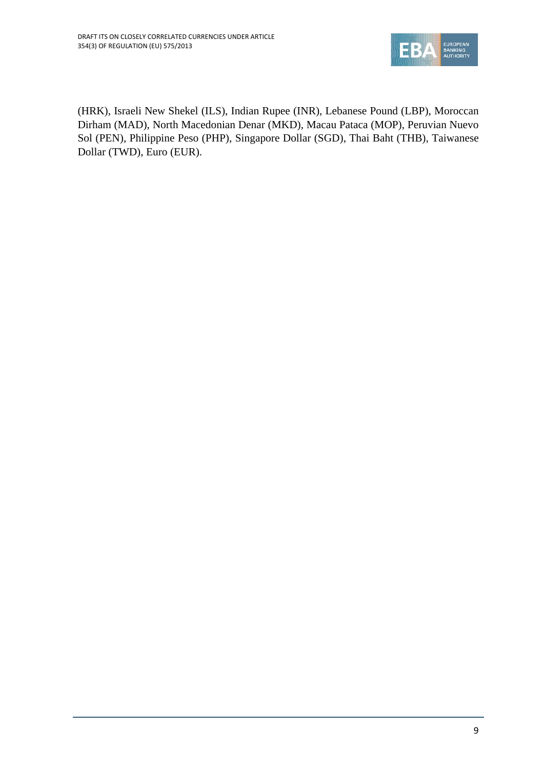(HRK), Israeli New Shekel (ILS), Indian Rupee (INR), Lebanese Pound (LBP), Moroccan Dirham (MAD), North Macedonian Denar (MKD), Macau Pataca (MOP), Peruvian Nuevo Sol (PEN), Philippine Peso (PHP), Singapore Dollar (SGD), Thai Baht (THB), Taiwanese Dollar (TWD), Euro (EUR).